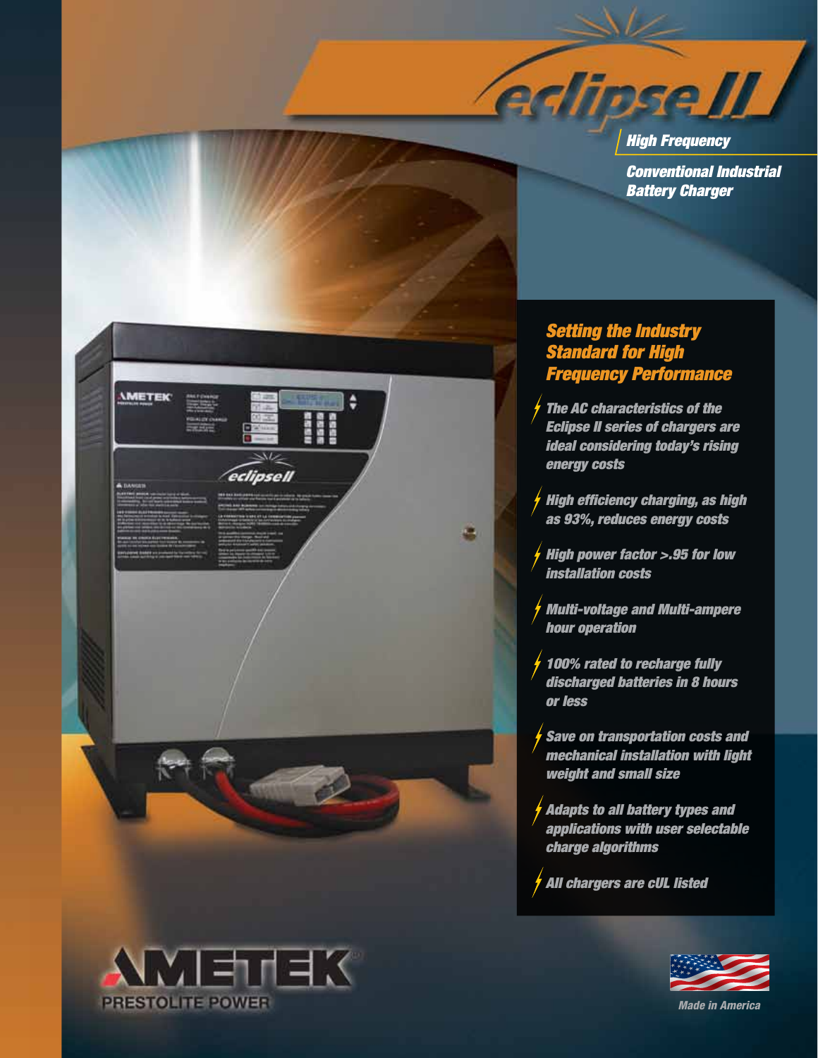# eclipse II

## High Frequency

### Conventional Industrial Battery Charger

## Setting the Industry Standard for High Frequency Performance

- The AC characteristics of the Eclipse II series of chargers are ideal considering today's rising energy costs
- High efficiency charging, as high as 93%, reduces energy costs
- High power factor >.95 for low installation costs
- Multi-voltage and Multi-ampere hour operation
- 100% rated to recharge fully discharged batteries in 8 hours or less
- Save on transportation costs and mechanical installation with light weight and small size
- Adapts to all battery types and applications with user selectable charge algorithms
- All chargers are cUL listed

AMETEK®
PRESTOLITE POWER

Made in America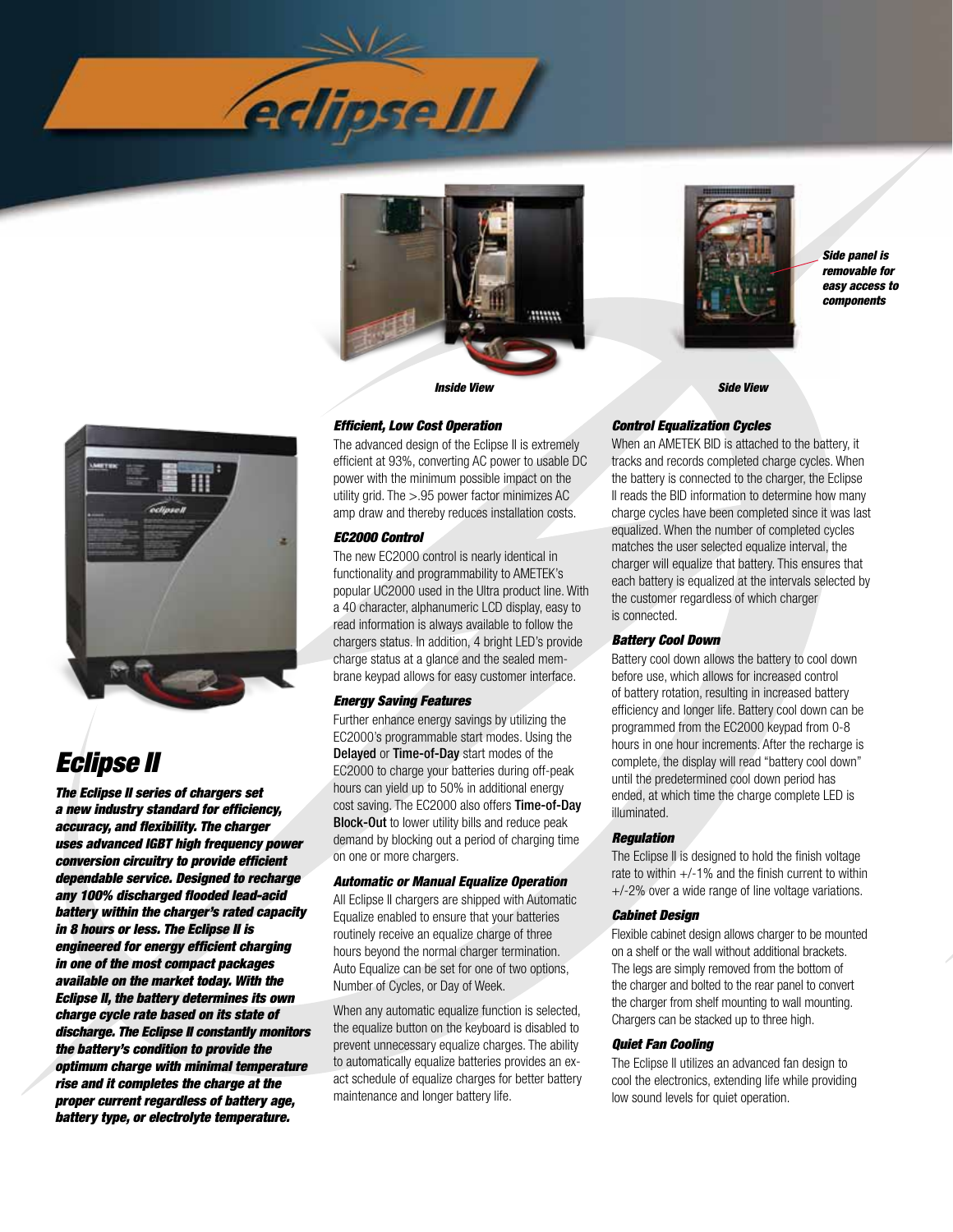Side panel is removable for easy access to components

*Inside View*

*Side View*

# Eclipse II

***The Eclipse II series of chargers set a new industry standard for efficiency, accuracy, and flexibility. The charger uses advanced IGBT high frequency power conversion circuitry to provide efficient dependable service. Designed to recharge any 100% discharged flooded lead-acid battery within the charger's rated capacity in 8 hours or less. The Eclipse II is engineered for energy efficient charging in one of the most compact packages available on the market today. With the Eclipse II, the battery determines its own charge cycle rate based on its state of discharge. The Eclipse II constantly monitors the battery's condition to provide the optimum charge with minimal temperature rise and it completes the charge at the proper current regardless of battery age, battery type, or electrolyte temperature.***

### Efficient, Low Cost Operation

The advanced design of the Eclipse II is extremely efficient at 93%, converting AC power to usable DC power with the minimum possible impact on the utility grid. The >.95 power factor minimizes AC amp draw and thereby reduces installation costs.

### EC2000 Control

The new EC2000 control is nearly identical in functionality and programmability to AMETEK's popular UC2000 used in the Ultra product line. With a 40 character, alphanumeric LCD display, easy to read information is always available to follow the chargers status. In addition, 4 bright LED's provide charge status at a glance and the sealed membrane keypad allows for easy customer interface.

### Energy Saving Features

Further enhance energy savings by utilizing the EC2000's programmable start modes. Using the **Delayed** or **Time-of-Day** start modes of the EC2000 to charge your batteries during off-peak hours can yield up to 50% in additional energy cost saving. The EC2000 also offers **Time-of-Day Block-Out** to lower utility bills and reduce peak demand by blocking out a period of charging time on one or more chargers.

### Automatic or Manual Equalize Operation

All Eclipse II chargers are shipped with Automatic Equalize enabled to ensure that your batteries routinely receive an equalize charge of three hours beyond the normal charger termination. Auto Equalize can be set for one of two options, Number of Cycles, or Day of Week.

When any automatic equalize function is selected, the equalize button on the keyboard is disabled to prevent unnecessary equalize charges. The ability to automatically equalize batteries provides an exact schedule of equalize charges for better battery maintenance and longer battery life.

### Control Equalization Cycles

When an AMETEK BID is attached to the battery, it tracks and records completed charge cycles. When the battery is connected to the charger, the Eclipse II reads the BID information to determine how many charge cycles have been completed since it was last equalized. When the number of completed cycles matches the user selected equalize interval, the charger will equalize that battery. This ensures that each battery is equalized at the intervals selected by the customer regardless of which charger is connected.

### Battery Cool Down

Battery cool down allows the battery to cool down before use, which allows for increased control of battery rotation, resulting in increased battery efficiency and longer life. Battery cool down can be programmed from the EC2000 keypad from 0-8 hours in one hour increments. After the recharge is complete, the display will read "battery cool down" until the predetermined cool down period has ended, at which time the charge complete LED is illuminated.

### Regulation

The Eclipse II is designed to hold the finish voltage rate to within +/-1% and the finish current to within +/-2% over a wide range of line voltage variations.

### Cabinet Design

Flexible cabinet design allows charger to be mounted on a shelf or the wall without additional brackets. The legs are simply removed from the bottom of the charger and bolted to the rear panel to convert the charger from shelf mounting to wall mounting. Chargers can be stacked up to three high.

### Quiet Fan Cooling

The Eclipse II utilizes an advanced fan design to cool the electronics, extending life while providing low sound levels for quiet operation.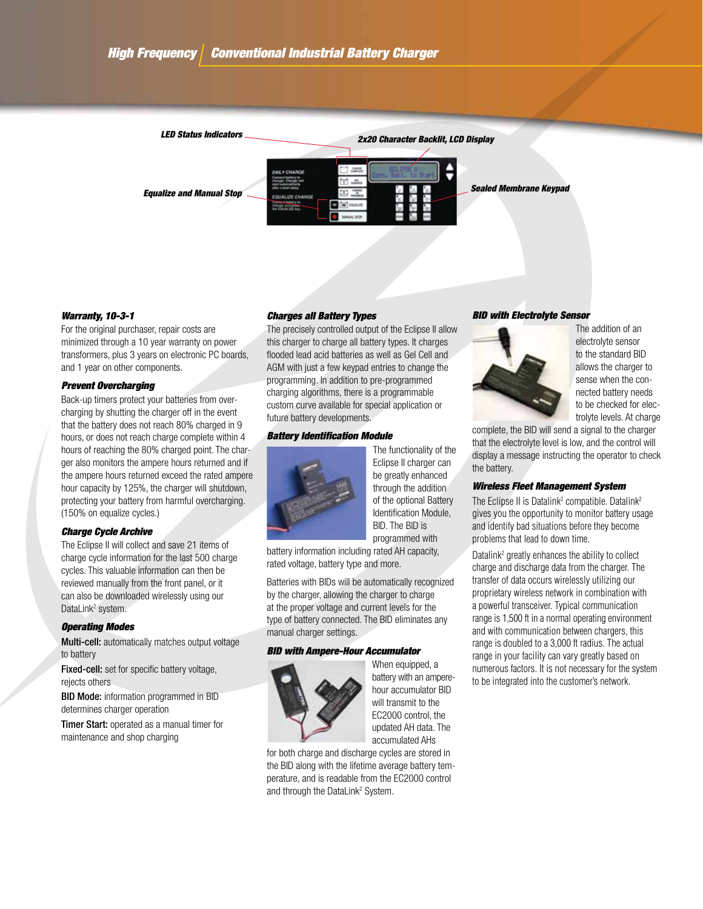## High Frequency | Conventional Industrial Battery Charger

LED Status Indicators

2x20 Character Backlit, LCD Display

Equalize and Manual Stop

Sealed Membrane Keypad

### Warranty, 10-3-1

For the original purchaser, repair costs are minimized through a 10 year warranty on power transformers, plus 3 years on electronic PC boards, and 1 year on other components.

### Prevent Overcharging

Back-up timers protect your batteries from overcharging by shutting the charger off in the event that the battery does not reach 80% charged in 9 hours, or does not reach charge complete within 4 hours of reaching the 80% charged point. The charger also monitors the ampere hours returned and if the ampere hours returned exceed the rated ampere hour capacity by 125%, the charger will shutdown, protecting your battery from harmful overcharging. (150% on equalize cycles.)

### Charge Cycle Archive

The Eclipse II will collect and save 21 items of charge cycle information for the last 500 charge cycles. This valuable information can then be reviewed manually from the front panel, or it can also be downloaded wirelessly using our DataLink² system.

### Operating Modes

**Multi-cell:** automatically matches output voltage to battery

**Fixed-cell:** set for specific battery voltage, rejects others

**BID Mode:** information programmed in BID determines charger operation

**Timer Start:** operated as a manual timer for maintenance and shop charging

### Charges all Battery Types

The precisely controlled output of the Eclipse II allow this charger to charge all battery types. It charges flooded lead acid batteries as well as Gel Cell and AGM with just a few keypad entries to change the programming. In addition to pre-programmed charging algorithms, there is a programmable custom curve available for special application or future battery developments.

### Battery Identification Module

The functionality of the Eclipse II charger can be greatly enhanced through the addition of the optional Battery Identification Module, BID. The BID is programmed with battery information including rated AH capacity, rated voltage, battery type and more.

Batteries with BIDs will be automatically recognized by the charger, allowing the charger to charge at the proper voltage and current levels for the type of battery connected. The BID eliminates any manual charger settings.

### BID with Ampere-Hour Accumulator

When equipped, a battery with an ampere-hour accumulator BID will transmit to the EC2000 control, the updated AH data. The accumulated AHs for both charge and discharge cycles are stored in the BID along with the lifetime average battery temperature, and is readable from the EC2000 control and through the DataLink² System.

### BID with Electrolyte Sensor

The addition of an electrolyte sensor to the standard BID allows the charger to sense when the connected battery needs to be checked for electrolyte levels. At charge complete, the BID will send a signal to the charger that the electrolyte level is low, and the control will display a message instructing the operator to check the battery.

### Wireless Fleet Management System

The Eclipse II is Datalink² compatible. Datalink² gives you the opportunity to monitor battery usage and identify bad situations before they become problems that lead to down time.

Datalink² greatly enhances the ability to collect charge and discharge data from the charger. The transfer of data occurs wirelessly utilizing our proprietary wireless network in combination with a powerful transceiver. Typical communication range is 1,500 ft in a normal operating environment and with communication between chargers, this range is doubled to a 3,000 ft radius. The actual range in your facility can vary greatly based on numerous factors. It is not necessary for the system to be integrated into the customer's network.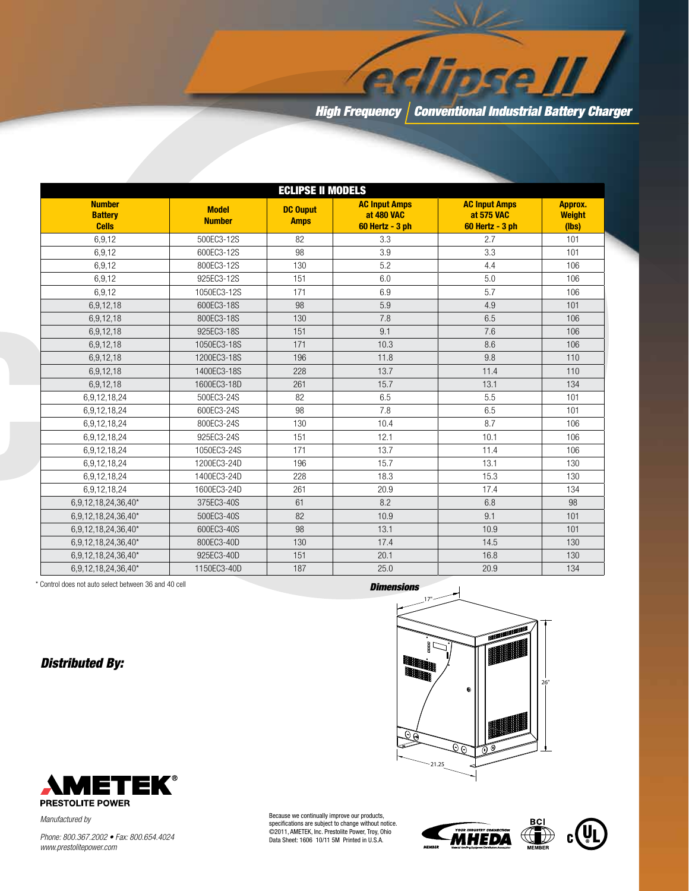# eclipse II

*High Frequency | Conventional Industrial Battery Charger*

| ECLIPSE II MODELS | | | | | |
|---|---|---|---|---|---|
| **Number Battery Cells** | **Model Number** | **DC Ouput Amps** | **AC Input Amps at 480 VAC 60 Hertz - 3 ph** | **AC Input Amps at 575 VAC 60 Hertz - 3 ph** | **Approx. Weight (lbs)** |
| 6,9,12 | 500EC3-12S | 82 | 3.3 | 2.7 | 101 |
| 6,9,12 | 600EC3-12S | 98 | 3.9 | 3.3 | 101 |
| 6,9,12 | 800EC3-12S | 130 | 5.2 | 4.4 | 106 |
| 6,9,12 | 925EC3-12S | 151 | 6.0 | 5.0 | 106 |
| 6,9,12 | 1050EC3-12S | 171 | 6.9 | 5.7 | 106 |
| 6,9,12,18 | 600EC3-18S | 98 | 5.9 | 4.9 | 101 |
| 6,9,12,18 | 800EC3-18S | 130 | 7.8 | 6.5 | 106 |
| 6,9,12,18 | 925EC3-18S | 151 | 9.1 | 7.6 | 106 |
| 6,9,12,18 | 1050EC3-18S | 171 | 10.3 | 8.6 | 106 |
| 6,9,12,18 | 1200EC3-18S | 196 | 11.8 | 9.8 | 110 |
| 6,9,12,18 | 1400EC3-18S | 228 | 13.7 | 11.4 | 110 |
| 6,9,12,18 | 1600EC3-18D | 261 | 15.7 | 13.1 | 134 |
| 6,9,12,18,24 | 500EC3-24S | 82 | 6.5 | 5.5 | 101 |
| 6,9,12,18,24 | 600EC3-24S | 98 | 7.8 | 6.5 | 101 |
| 6,9,12,18,24 | 800EC3-24S | 130 | 10.4 | 8.7 | 106 |
| 6,9,12,18,24 | 925EC3-24S | 151 | 12.1 | 10.1 | 106 |
| 6,9,12,18,24 | 1050EC3-24S | 171 | 13.7 | 11.4 | 106 |
| 6,9,12,18,24 | 1200EC3-24D | 196 | 15.7 | 13.1 | 130 |
| 6,9,12,18,24 | 1400EC3-24D | 228 | 18.3 | 15.3 | 130 |
| 6,9,12,18,24 | 1600EC3-24D | 261 | 20.9 | 17.4 | 134 |
| 6,9,12,18,24,36,40* | 375EC3-40S | 61 | 8.2 | 6.8 | 98 |
| 6,9,12,18,24,36,40* | 500EC3-40S | 82 | 10.9 | 9.1 | 101 |
| 6,9,12,18,24,36,40* | 600EC3-40S | 98 | 13.1 | 10.9 | 101 |
| 6,9,12,18,24,36,40* | 800EC3-40D | 130 | 17.4 | 14.5 | 130 |
| 6,9,12,18,24,36,40* | 925EC3-40D | 151 | 20.1 | 16.8 | 130 |
| 6,9,12,18,24,36,40* | 1150EC3-40D | 187 | 25.0 | 20.9 | 134 |

\* Control does not auto select between 36 and 40 cell

***Dimensions***

17"
26"
21.25

***Distributed By:***

**AMETEK®**
**PRESTOLITE POWER**

*Manufactured by*

*Phone: 800.367.2002 • Fax: 800.654.4024*
*www.prestolitepower.com*

Because we continually improve our products, specifications are subject to change without notice.
©2011, AMETEK, Inc. Prestolite Power, Troy, Ohio
Data Sheet: 1606 10/11 5M Printed in U.S.A.

MHEDA MEMBER · BCI MEMBER · cUL